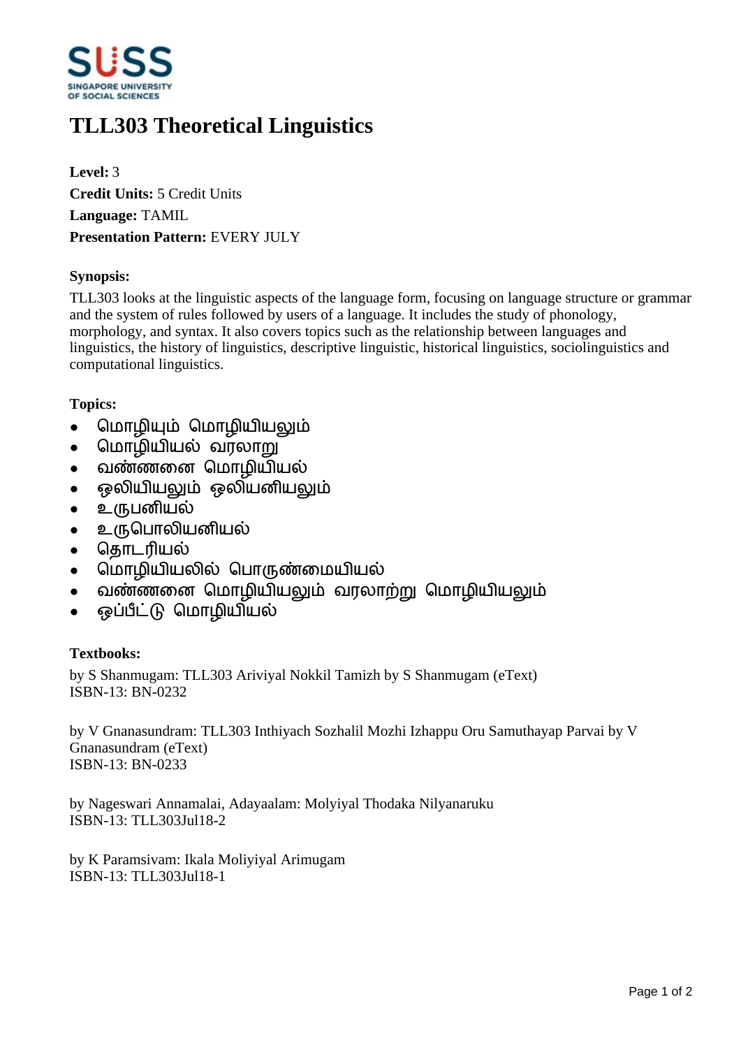# TLL303 Theoretical Linguistics

**Level:** 3

**Credit Units:** 5 Credit Units

**Language:** TAMIL

**Presentation Pattern:** EVERY JULY

**Synopsis:**

TLL303 looks at the linguistic aspects of the language form, focusing on language structure or grammar and the system of rules followed by users of a language. It includes the study of phonology, morphology, and syntax. It also covers topics such as the relationship between languages and linguistics, the history of linguistics, descriptive linguistic, historical linguistics, sociolinguistics and computational linguistics.

**Topics:**

- மொழியும் மொழியியலும்
- மொழியியல் வரலாறு
- வண்ணனை மொழியியல்
- ஒலியியலும் ஒலியனியலும்
- உருபனியல்
- உருபொலியனியல்
- தொடரியல்
- மொழியியலில் பொருண்மையியல்
- வண்ணனை மொழியியலும் வரலாற்று மொழியியலும்
- ஒப்பீட்டு மொழியியல்

**Textbooks:**

by S Shanmugam: TLL303 Ariviyal Nokkil Tamizh by S Shanmugam (eText)
ISBN-13: BN-0232

by V Gnanasundram: TLL303 Inthiyach Sozhalil Mozhi Izhappu Oru Samuthayap Parvai by V Gnanasundram (eText)
ISBN-13: BN-0233

by Nageswari Annamalai, Adayaalam: Molyiyal Thodaka Nilyanaruku
ISBN-13: TLL303Jul18-2

by K Paramsivam: Ikala Moliyiyal Arimugam
ISBN-13: TLL303Jul18-1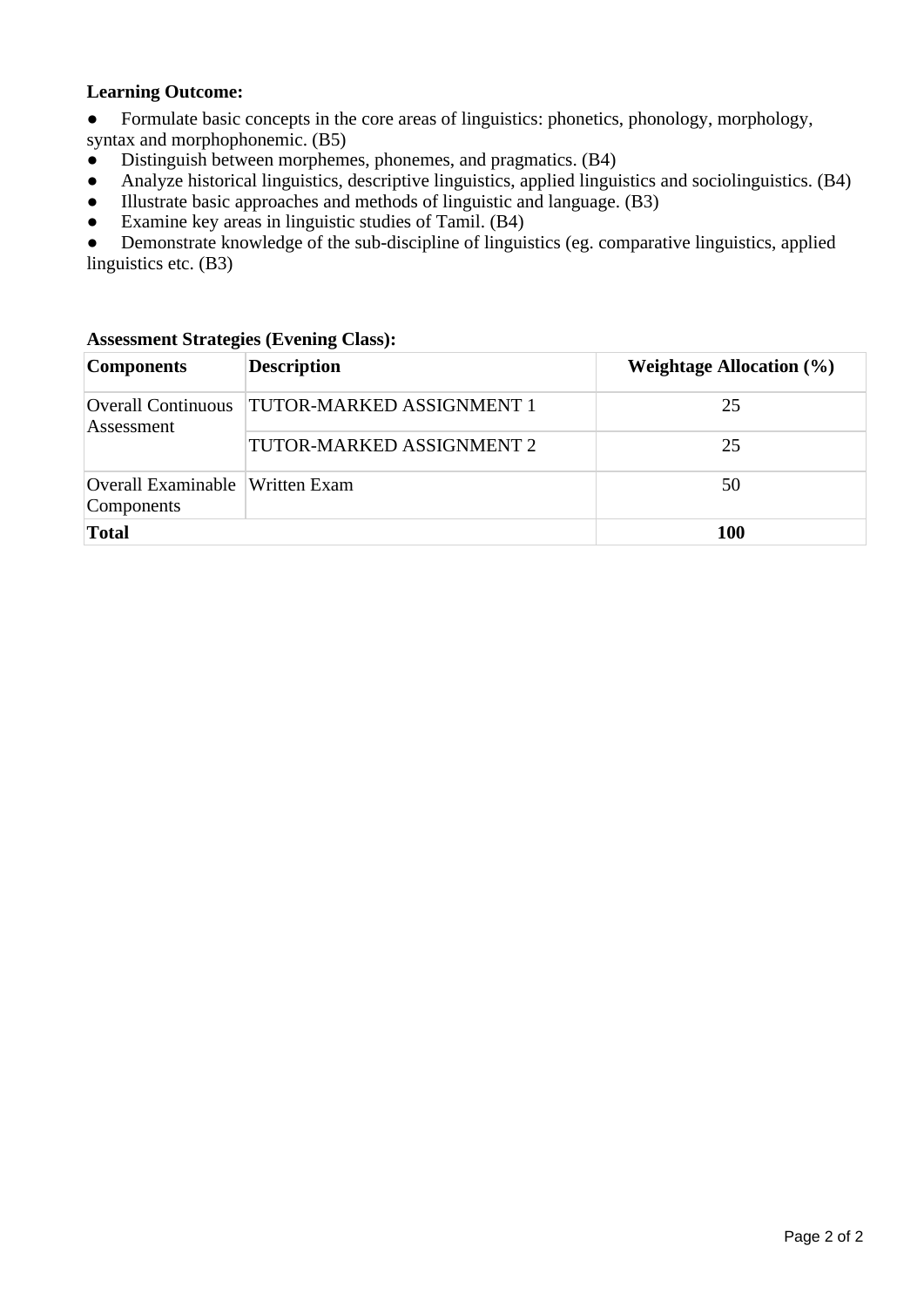**Learning Outcome:**

- Formulate basic concepts in the core areas of linguistics: phonetics, phonology, morphology, syntax and morphophonemic. (B5)
- Distinguish between morphemes, phonemes, and pragmatics. (B4)
- Analyze historical linguistics, descriptive linguistics, applied linguistics and sociolinguistics. (B4)
- Illustrate basic approaches and methods of linguistic and language. (B3)
- Examine key areas in linguistic studies of Tamil. (B4)
- Demonstrate knowledge of the sub-discipline of linguistics (eg. comparative linguistics, applied linguistics etc. (B3)

**Assessment Strategies (Evening Class):**

| **Components** | **Description** | **Weightage Allocation (%)** |
|---|---|---|
| Overall Continuous Assessment | TUTOR-MARKED ASSIGNMENT 1 | 25 |
| | TUTOR-MARKED ASSIGNMENT 2 | 25 |
| Overall Examinable Components | Written Exam | 50 |
| **Total** | | **100** |